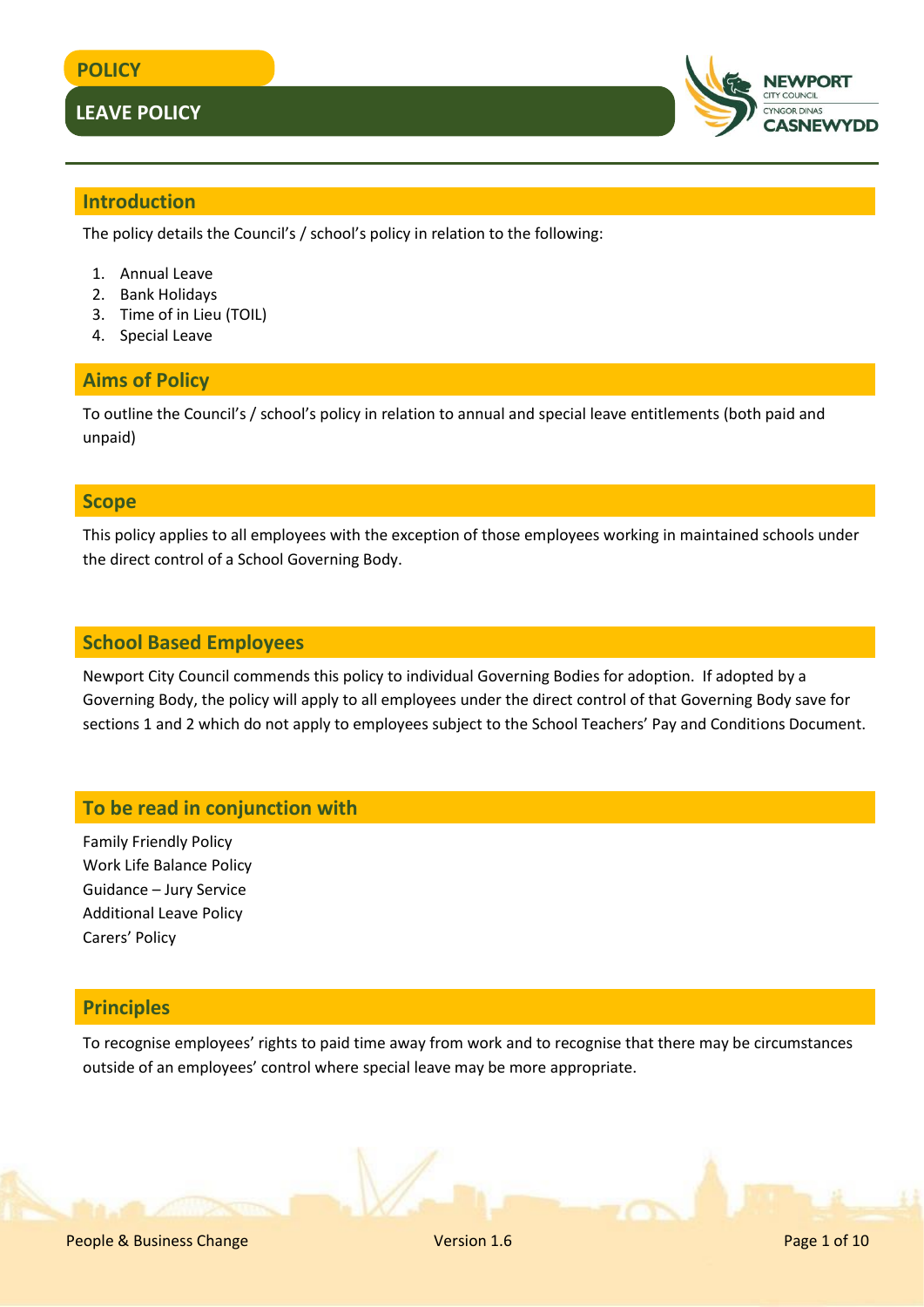POLICY

# LEAVE POLICY

## Introduction

The policy details the Council's / school's policy in relation to the following:

1. Annual Leave
2. Bank Holidays
3. Time of in Lieu (TOIL)
4. Special Leave

## Aims of Policy

To outline the Council's / school's policy in relation to annual and special leave entitlements (both paid and unpaid)

## Scope

This policy applies to all employees with the exception of those employees working in maintained schools under the direct control of a School Governing Body.

## School Based Employees

Newport City Council commends this policy to individual Governing Bodies for adoption. If adopted by a Governing Body, the policy will apply to all employees under the direct control of that Governing Body save for sections 1 and 2 which do not apply to employees subject to the School Teachers' Pay and Conditions Document.

## To be read in conjunction with

Family Friendly Policy
Work Life Balance Policy
Guidance – Jury Service
Additional Leave Policy
Carers' Policy

## Principles

To recognise employees' rights to paid time away from work and to recognise that there may be circumstances outside of an employees' control where special leave may be more appropriate.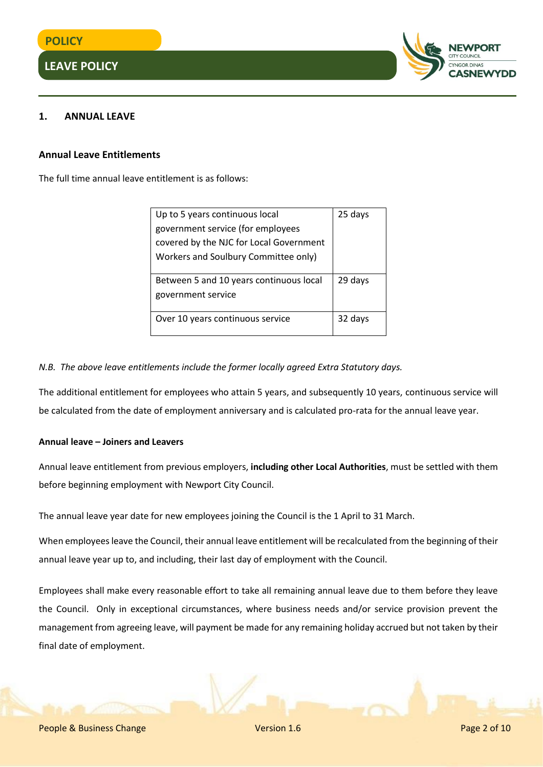## 1. ANNUAL LEAVE

### Annual Leave Entitlements

The full time annual leave entitlement is as follows:

| | |
|---|---|
| Up to 5 years continuous local government service (for employees covered by the NJC for Local Government Workers and Soulbury Committee only) | 25 days |
| Between 5 and 10 years continuous local government service | 29 days |
| Over 10 years continuous service | 32 days |

*N.B. The above leave entitlements include the former locally agreed Extra Statutory days.*

The additional entitlement for employees who attain 5 years, and subsequently 10 years, continuous service will be calculated from the date of employment anniversary and is calculated pro-rata for the annual leave year.

#### Annual leave – Joiners and Leavers

Annual leave entitlement from previous employers, **including other Local Authorities**, must be settled with them before beginning employment with Newport City Council.

The annual leave year date for new employees joining the Council is the 1 April to 31 March.

When employees leave the Council, their annual leave entitlement will be recalculated from the beginning of their annual leave year up to, and including, their last day of employment with the Council.

Employees shall make every reasonable effort to take all remaining annual leave due to them before they leave the Council. Only in exceptional circumstances, where business needs and/or service provision prevent the management from agreeing leave, will payment be made for any remaining holiday accrued but not taken by their final date of employment.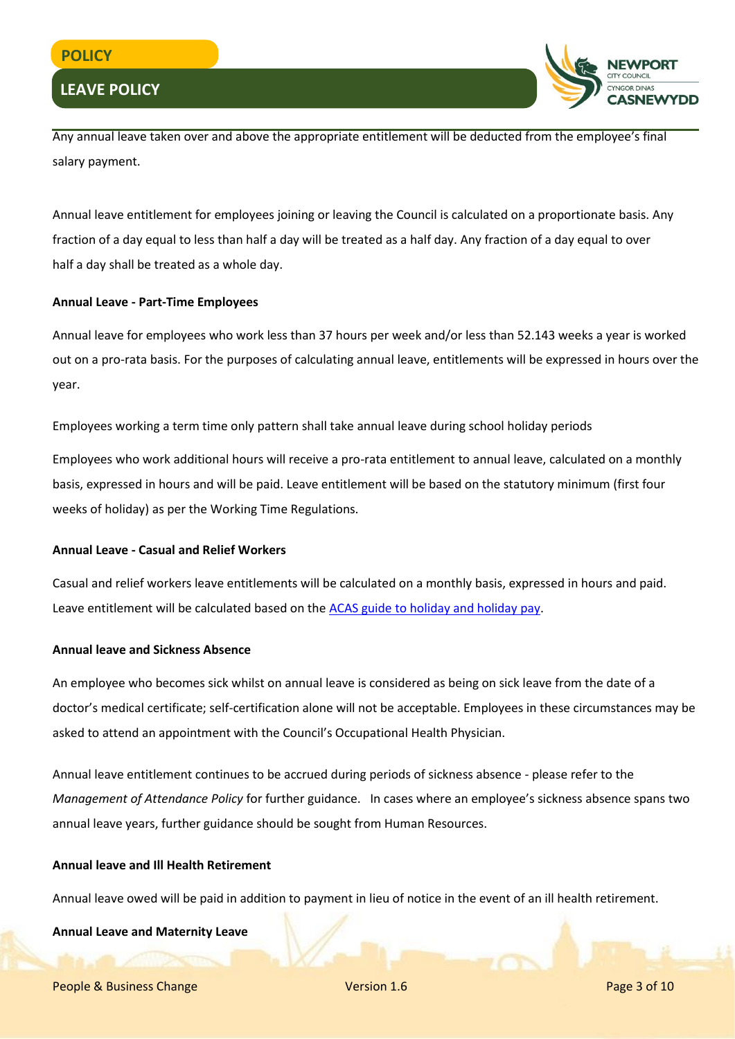Any annual leave taken over and above the appropriate entitlement will be deducted from the employee's final salary payment.

Annual leave entitlement for employees joining or leaving the Council is calculated on a proportionate basis. Any fraction of a day equal to less than half a day will be treated as a half day. Any fraction of a day equal to over half a day shall be treated as a whole day.

**Annual Leave - Part-Time Employees**

Annual leave for employees who work less than 37 hours per week and/or less than 52.143 weeks a year is worked out on a pro-rata basis. For the purposes of calculating annual leave, entitlements will be expressed in hours over the year.

Employees working a term time only pattern shall take annual leave during school holiday periods

Employees who work additional hours will receive a pro-rata entitlement to annual leave, calculated on a monthly basis, expressed in hours and will be paid. Leave entitlement will be based on the statutory minimum (first four weeks of holiday) as per the Working Time Regulations.

**Annual Leave - Casual and Relief Workers**

Casual and relief workers leave entitlements will be calculated on a monthly basis, expressed in hours and paid. Leave entitlement will be calculated based on the [ACAS guide to holiday and holiday pay](ACAS guide to holiday and holiday pay).

**Annual leave and Sickness Absence**

An employee who becomes sick whilst on annual leave is considered as being on sick leave from the date of a doctor's medical certificate; self-certification alone will not be acceptable. Employees in these circumstances may be asked to attend an appointment with the Council's Occupational Health Physician.

Annual leave entitlement continues to be accrued during periods of sickness absence - please refer to the *Management of Attendance Policy* for further guidance. In cases where an employee's sickness absence spans two annual leave years, further guidance should be sought from Human Resources.

**Annual leave and Ill Health Retirement**

Annual leave owed will be paid in addition to payment in lieu of notice in the event of an ill health retirement.

**Annual Leave and Maternity Leave**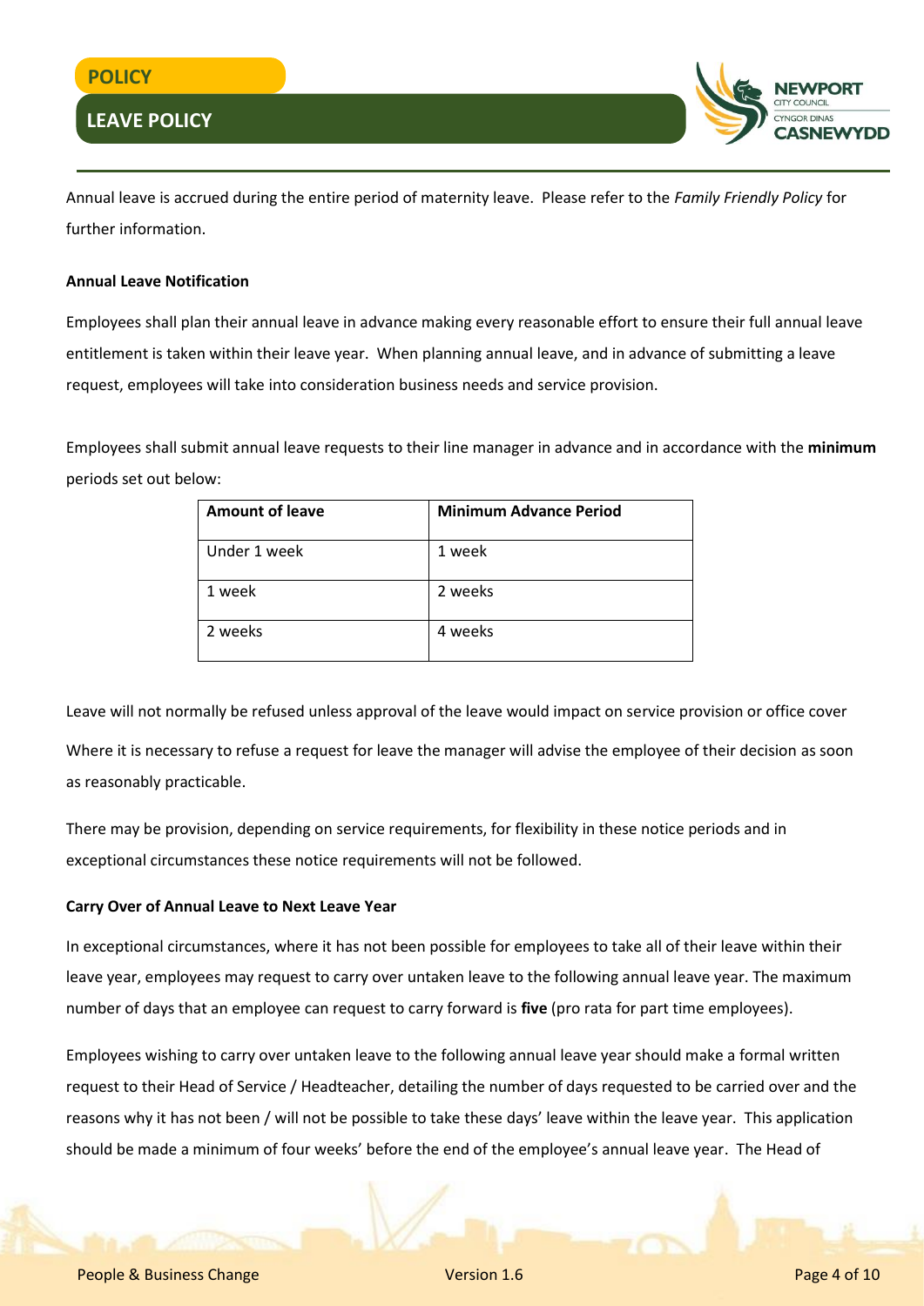Annual leave is accrued during the entire period of maternity leave. Please refer to the *Family Friendly Policy* for further information.

**Annual Leave Notification**

Employees shall plan their annual leave in advance making every reasonable effort to ensure their full annual leave entitlement is taken within their leave year. When planning annual leave, and in advance of submitting a leave request, employees will take into consideration business needs and service provision.

Employees shall submit annual leave requests to their line manager in advance and in accordance with the **minimum** periods set out below:

| Amount of leave | Minimum Advance Period |
| --- | --- |
| Under 1 week | 1 week |
| 1 week | 2 weeks |
| 2 weeks | 4 weeks |

Leave will not normally be refused unless approval of the leave would impact on service provision or office cover

Where it is necessary to refuse a request for leave the manager will advise the employee of their decision as soon as reasonably practicable.

There may be provision, depending on service requirements, for flexibility in these notice periods and in exceptional circumstances these notice requirements will not be followed.

**Carry Over of Annual Leave to Next Leave Year**

In exceptional circumstances, where it has not been possible for employees to take all of their leave within their leave year, employees may request to carry over untaken leave to the following annual leave year. The maximum number of days that an employee can request to carry forward is **five** (pro rata for part time employees).

Employees wishing to carry over untaken leave to the following annual leave year should make a formal written request to their Head of Service / Headteacher, detailing the number of days requested to be carried over and the reasons why it has not been / will not be possible to take these days' leave within the leave year. This application should be made a minimum of four weeks' before the end of the employee's annual leave year. The Head of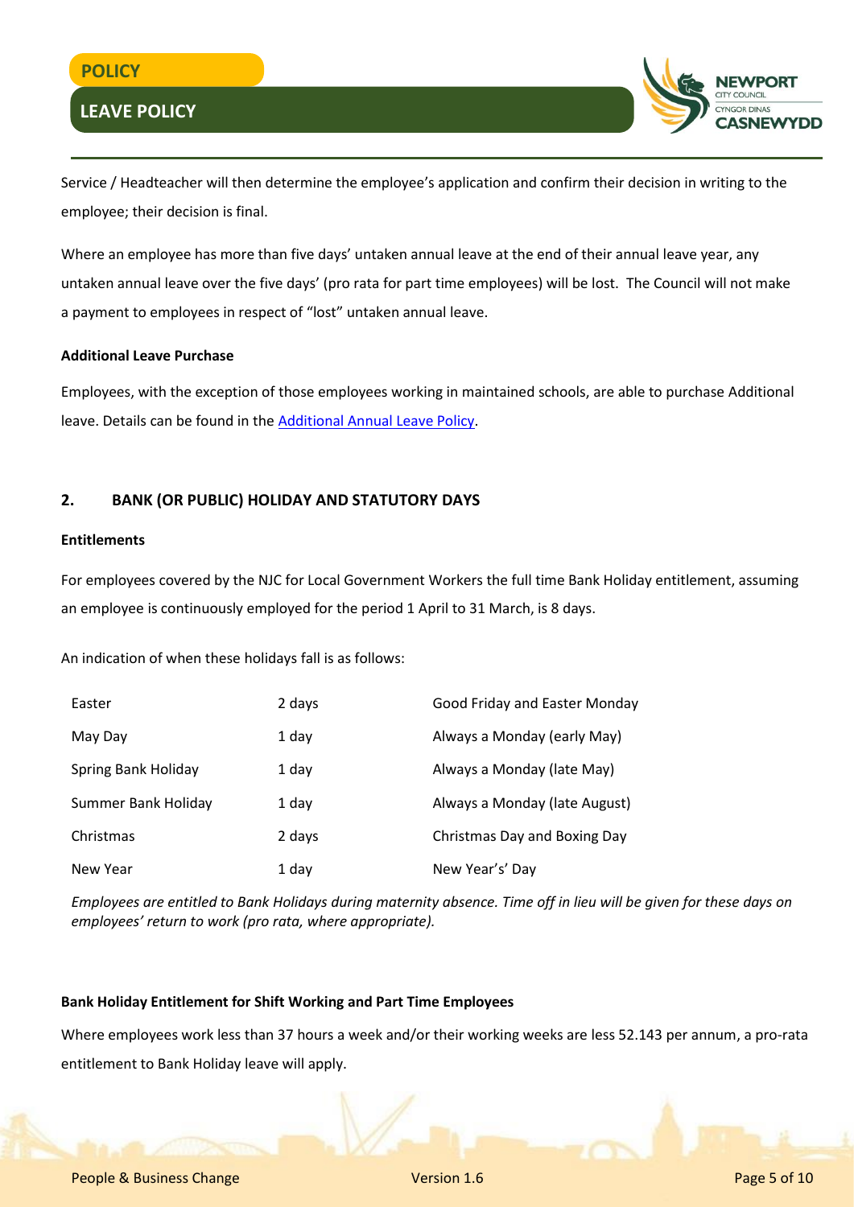Service / Headteacher will then determine the employee's application and confirm their decision in writing to the employee; their decision is final.

Where an employee has more than five days' untaken annual leave at the end of their annual leave year, any untaken annual leave over the five days' (pro rata for part time employees) will be lost. The Council will not make a payment to employees in respect of "lost" untaken annual leave.

**Additional Leave Purchase**

Employees, with the exception of those employees working in maintained schools, are able to purchase Additional leave. Details can be found in the [Additional Annual Leave Policy](#).

## 2. BANK (OR PUBLIC) HOLIDAY AND STATUTORY DAYS

**Entitlements**

For employees covered by the NJC for Local Government Workers the full time Bank Holiday entitlement, assuming an employee is continuously employed for the period 1 April to 31 March, is 8 days.

An indication of when these holidays fall is as follows:

| | | |
|---|---|---|
| Easter | 2 days | Good Friday and Easter Monday |
| May Day | 1 day | Always a Monday (early May) |
| Spring Bank Holiday | 1 day | Always a Monday (late May) |
| Summer Bank Holiday | 1 day | Always a Monday (late August) |
| Christmas | 2 days | Christmas Day and Boxing Day |
| New Year | 1 day | New Year's' Day |

*Employees are entitled to Bank Holidays during maternity absence. Time off in lieu will be given for these days on employees' return to work (pro rata, where appropriate).*

**Bank Holiday Entitlement for Shift Working and Part Time Employees**

Where employees work less than 37 hours a week and/or their working weeks are less 52.143 per annum, a pro-rata entitlement to Bank Holiday leave will apply.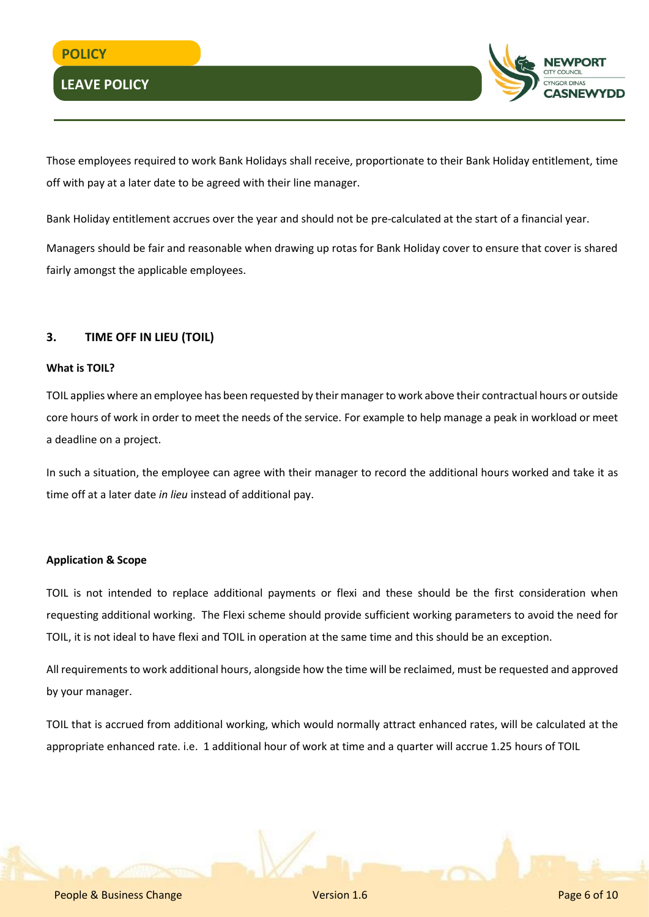Those employees required to work Bank Holidays shall receive, proportionate to their Bank Holiday entitlement, time off with pay at a later date to be agreed with their line manager.

Bank Holiday entitlement accrues over the year and should not be pre-calculated at the start of a financial year.

Managers should be fair and reasonable when drawing up rotas for Bank Holiday cover to ensure that cover is shared fairly amongst the applicable employees.

## 3. TIME OFF IN LIEU (TOIL)

**What is TOIL?**

TOIL applies where an employee has been requested by their manager to work above their contractual hours or outside core hours of work in order to meet the needs of the service. For example to help manage a peak in workload or meet a deadline on a project.

In such a situation, the employee can agree with their manager to record the additional hours worked and take it as time off at a later date *in lieu* instead of additional pay.

**Application & Scope**

TOIL is not intended to replace additional payments or flexi and these should be the first consideration when requesting additional working. The Flexi scheme should provide sufficient working parameters to avoid the need for TOIL, it is not ideal to have flexi and TOIL in operation at the same time and this should be an exception.

All requirements to work additional hours, alongside how the time will be reclaimed, must be requested and approved by your manager.

TOIL that is accrued from additional working, which would normally attract enhanced rates, will be calculated at the appropriate enhanced rate. i.e. 1 additional hour of work at time and a quarter will accrue 1.25 hours of TOIL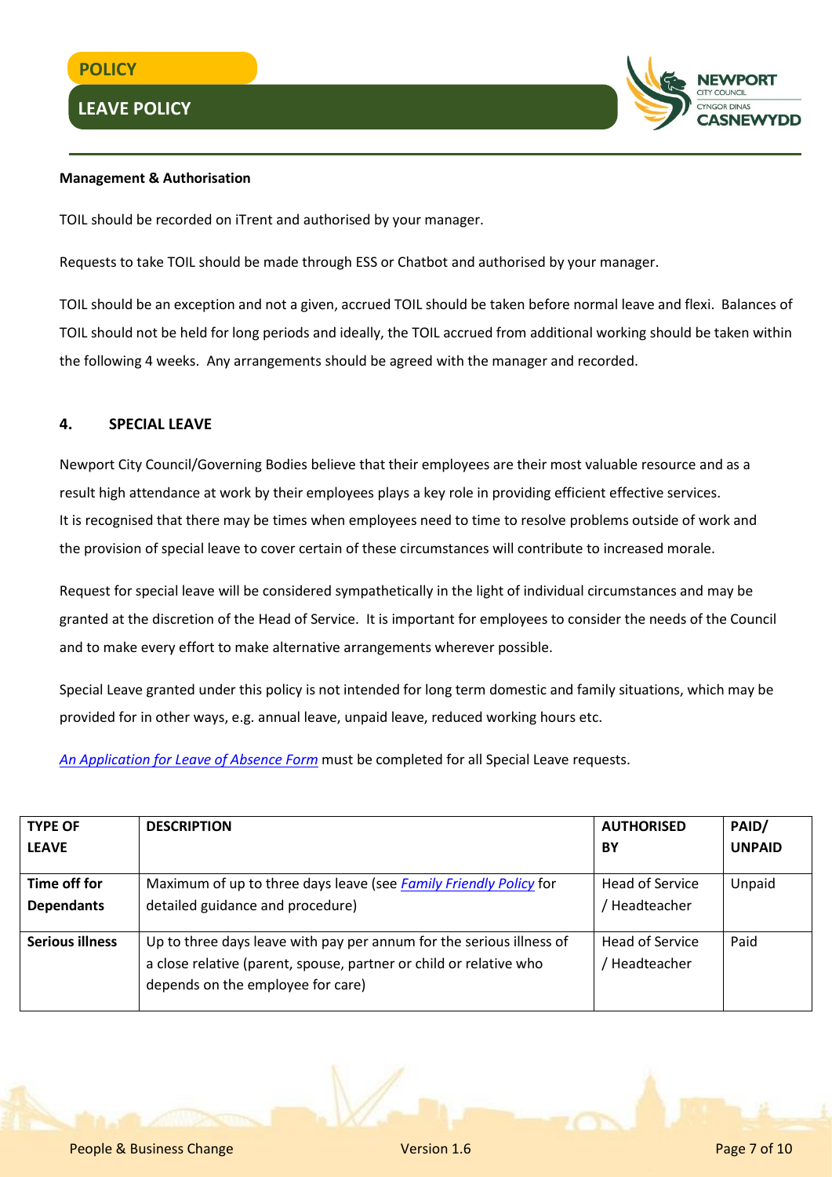**Management & Authorisation**

TOIL should be recorded on iTrent and authorised by your manager.

Requests to take TOIL should be made through ESS or Chatbot and authorised by your manager.

TOIL should be an exception and not a given, accrued TOIL should be taken before normal leave and flexi. Balances of TOIL should not be held for long periods and ideally, the TOIL accrued from additional working should be taken within the following 4 weeks. Any arrangements should be agreed with the manager and recorded.

## 4. SPECIAL LEAVE

Newport City Council/Governing Bodies believe that their employees are their most valuable resource and as a result high attendance at work by their employees plays a key role in providing efficient effective services. It is recognised that there may be times when employees need to time to resolve problems outside of work and the provision of special leave to cover certain of these circumstances will contribute to increased morale.

Request for special leave will be considered sympathetically in the light of individual circumstances and may be granted at the discretion of the Head of Service. It is important for employees to consider the needs of the Council and to make every effort to make alternative arrangements wherever possible.

Special Leave granted under this policy is not intended for long term domestic and family situations, which may be provided for in other ways, e.g. annual leave, unpaid leave, reduced working hours etc.

*An Application for Leave of Absence Form* must be completed for all Special Leave requests.

| TYPE OF LEAVE | DESCRIPTION | AUTHORISED BY | PAID/ UNPAID |
|---|---|---|---|
| **Time off for Dependants** | Maximum of up to three days leave (see *Family Friendly Policy* for detailed guidance and procedure) | Head of Service / Headteacher | Unpaid |
| **Serious illness** | Up to three days leave with pay per annum for the serious illness of a close relative (parent, spouse, partner or child or relative who depends on the employee for care) | Head of Service / Headteacher | Paid |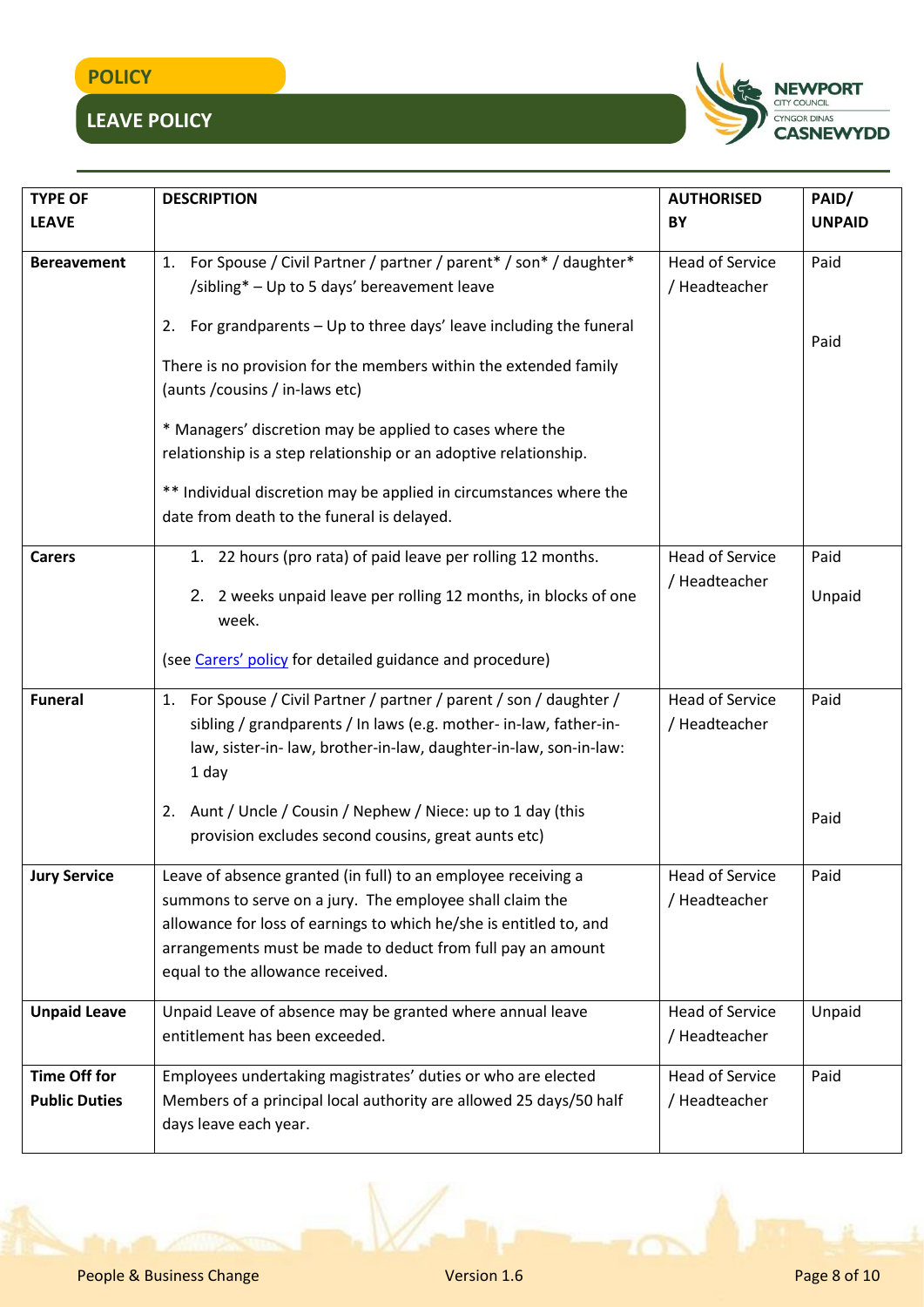| TYPE OF LEAVE | DESCRIPTION | AUTHORISED BY | PAID/ UNPAID |
|---|---|---|---|
| **Bereavement** | 1. For Spouse / Civil Partner / partner / parent* / son* / daughter* /sibling* – Up to 5 days' bereavement leave<br>2. For grandparents – Up to three days' leave including the funeral<br>There is no provision for the members within the extended family (aunts /cousins / in-laws etc)<br>* Managers' discretion may be applied to cases where the relationship is a step relationship or an adoptive relationship.<br>** Individual discretion may be applied in circumstances where the date from death to the funeral is delayed. | Head of Service / Headteacher | Paid<br>Paid |
| **Carers** | 1. 22 hours (pro rata) of paid leave per rolling 12 months.<br>2. 2 weeks unpaid leave per rolling 12 months, in blocks of one week.<br>(see [Carers' policy]() for detailed guidance and procedure) | Head of Service / Headteacher | Paid<br>Unpaid |
| **Funeral** | 1. For Spouse / Civil Partner / partner / parent / son / daughter / sibling / grandparents / In laws (e.g. mother- in-law, father-in-law, sister-in- law, brother-in-law, daughter-in-law, son-in-law: 1 day<br>2. Aunt / Uncle / Cousin / Nephew / Niece: up to 1 day (this provision excludes second cousins, great aunts etc) | Head of Service / Headteacher | Paid<br>Paid |
| **Jury Service** | Leave of absence granted (in full) to an employee receiving a summons to serve on a jury. The employee shall claim the allowance for loss of earnings to which he/she is entitled to, and arrangements must be made to deduct from full pay an amount equal to the allowance received. | Head of Service / Headteacher | Paid |
| **Unpaid Leave** | Unpaid Leave of absence may be granted where annual leave entitlement has been exceeded. | Head of Service / Headteacher | Unpaid |
| **Time Off for Public Duties** | Employees undertaking magistrates' duties or who are elected Members of a principal local authority are allowed 25 days/50 half days leave each year. | Head of Service / Headteacher | Paid |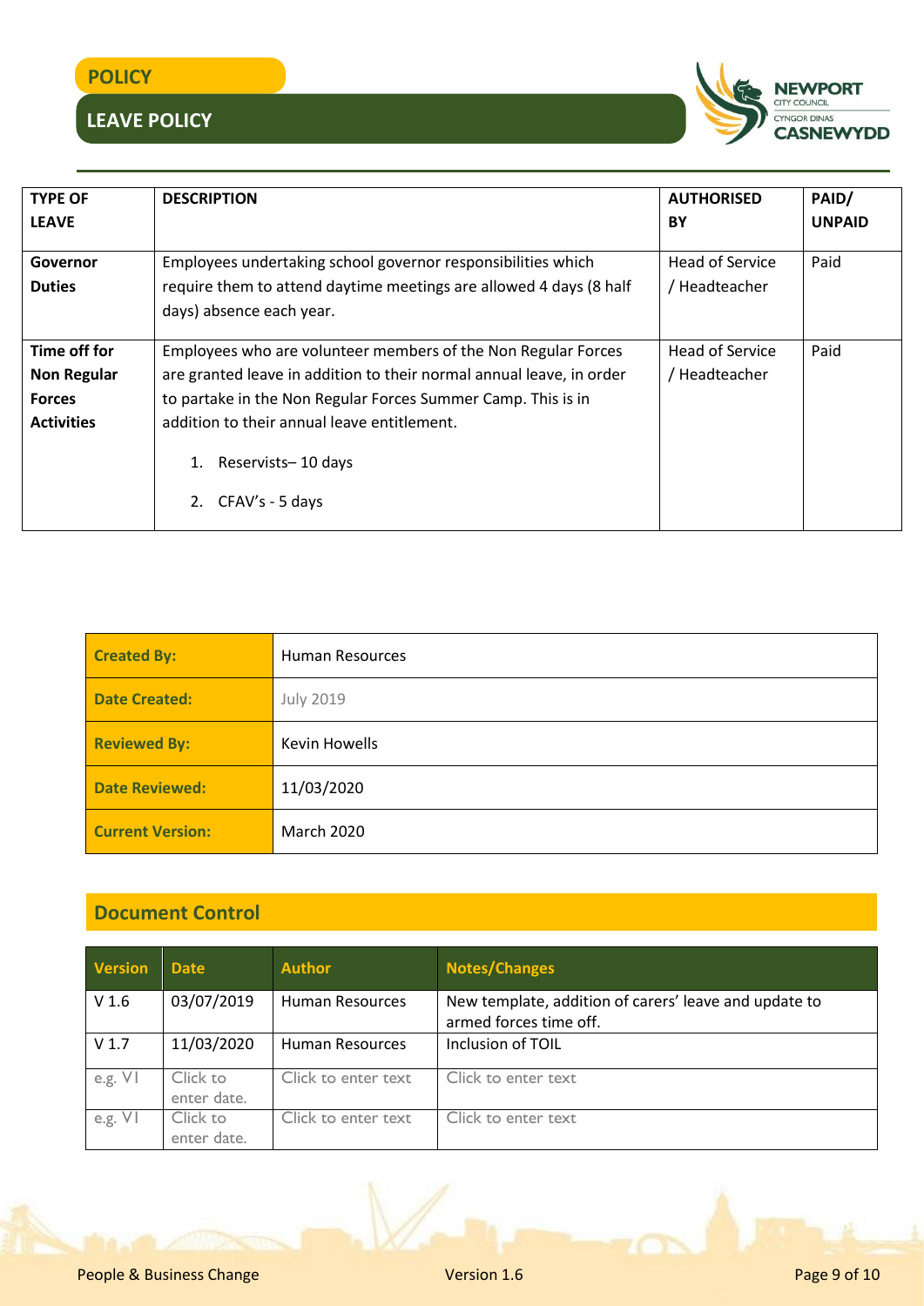| TYPE OF LEAVE | DESCRIPTION | AUTHORISED BY | PAID/ UNPAID |
|---|---|---|---|
| **Governor Duties** | Employees undertaking school governor responsibilities which require them to attend daytime meetings are allowed 4 days (8 half days) absence each year. | Head of Service / Headteacher | Paid |
| **Time off for Non Regular Forces Activities** | Employees who are volunteer members of the Non Regular Forces are granted leave in addition to their normal annual leave, in order to partake in the Non Regular Forces Summer Camp. This is in addition to their annual leave entitlement. 1. Reservists– 10 days 2. CFAV's - 5 days | Head of Service / Headteacher | Paid |

| | |
|---|---|
| **Created By:** | Human Resources |
| **Date Created:** | July 2019 |
| **Reviewed By:** | Kevin Howells |
| **Date Reviewed:** | 11/03/2020 |
| **Current Version:** | March 2020 |

## Document Control

| Version | Date | Author | Notes/Changes |
|---|---|---|---|
| V 1.6 | 03/07/2019 | Human Resources | New template, addition of carers' leave and update to armed forces time off. |
| V 1.7 | 11/03/2020 | Human Resources | Inclusion of TOIL |
| e.g. V1 | Click to enter date. | Click to enter text | Click to enter text |
| e.g. V1 | Click to enter date. | Click to enter text | Click to enter text |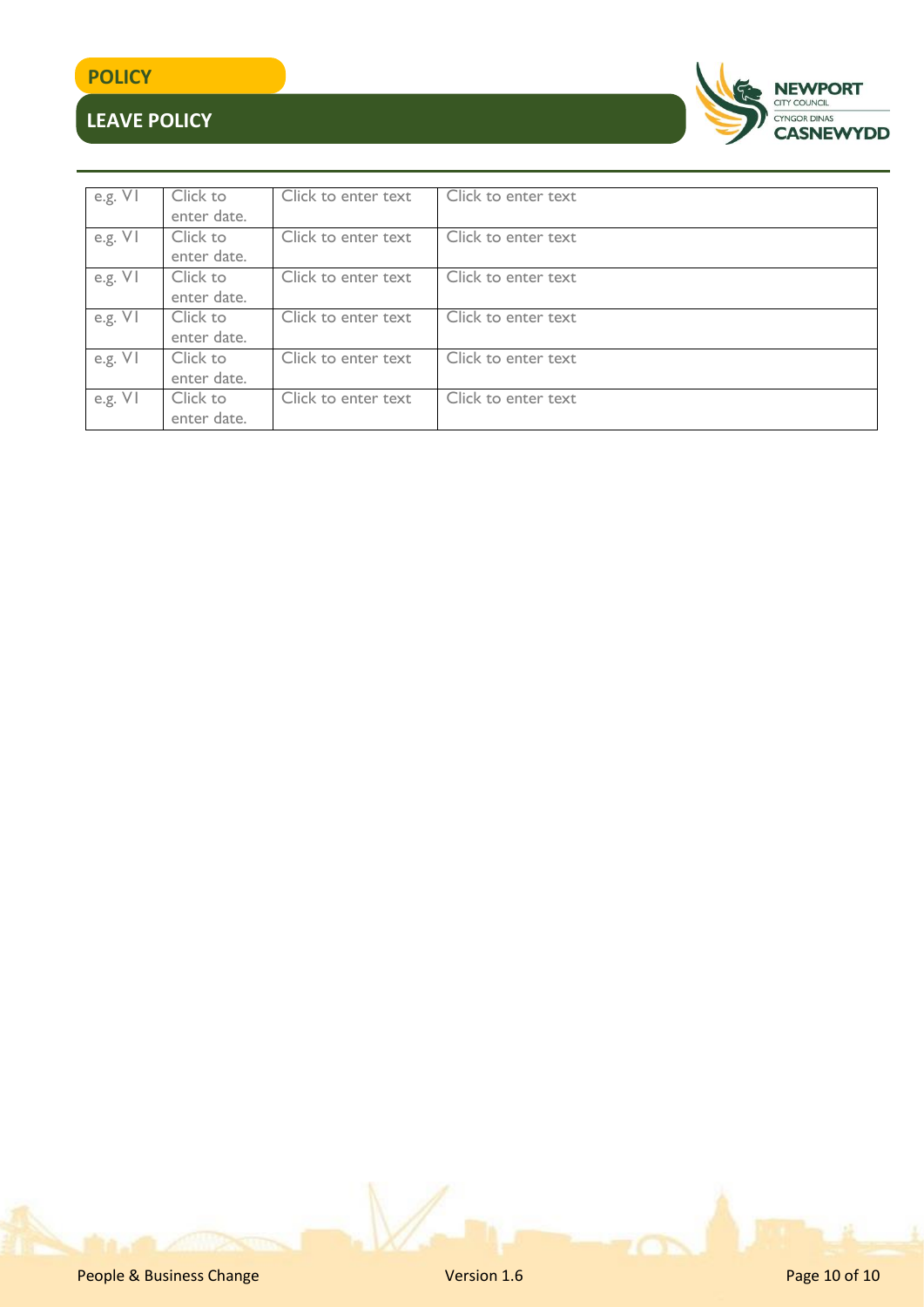| | | | |
|---|---|---|---|
| e.g. V1 | Click to enter date. | Click to enter text | Click to enter text |
| e.g. V1 | Click to enter date. | Click to enter text | Click to enter text |
| e.g. V1 | Click to enter date. | Click to enter text | Click to enter text |
| e.g. V1 | Click to enter date. | Click to enter text | Click to enter text |
| e.g. V1 | Click to enter date. | Click to enter text | Click to enter text |
| e.g. V1 | Click to enter date. | Click to enter text | Click to enter text |